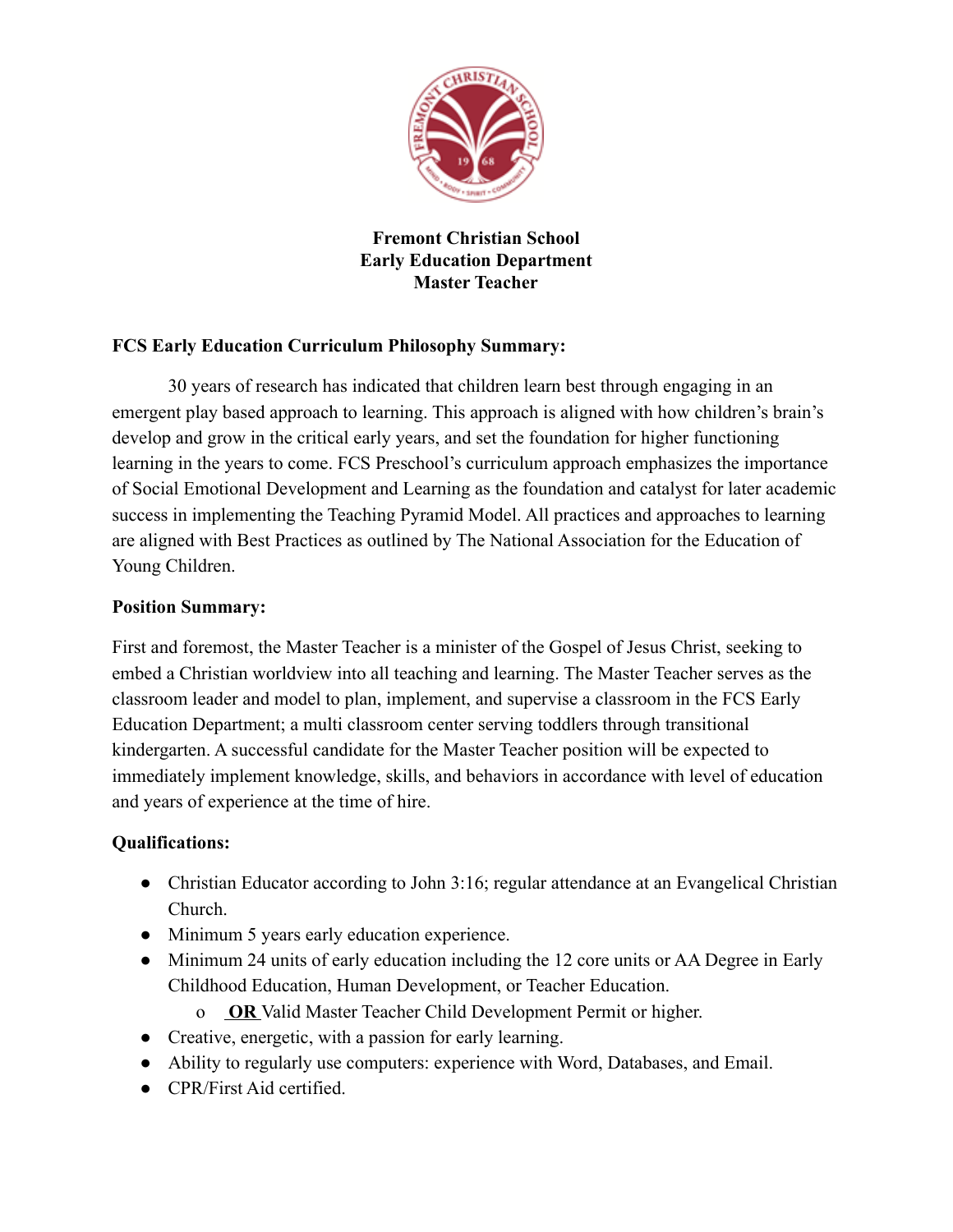**Fremont Christian School**
**Early Education Department**
**Master Teacher**

**FCS Early Education Curriculum Philosophy Summary:**

30 years of research has indicated that children learn best through engaging in an emergent play based approach to learning. This approach is aligned with how children's brain's develop and grow in the critical early years, and set the foundation for higher functioning learning in the years to come. FCS Preschool's curriculum approach emphasizes the importance of Social Emotional Development and Learning as the foundation and catalyst for later academic success in implementing the Teaching Pyramid Model. All practices and approaches to learning are aligned with Best Practices as outlined by The National Association for the Education of Young Children.

**Position Summary:**

First and foremost, the Master Teacher is a minister of the Gospel of Jesus Christ, seeking to embed a Christian worldview into all teaching and learning. The Master Teacher serves as the classroom leader and model to plan, implement, and supervise a classroom in the FCS Early Education Department; a multi classroom center serving toddlers through transitional kindergarten. A successful candidate for the Master Teacher position will be expected to immediately implement knowledge, skills, and behaviors in accordance with level of education and years of experience at the time of hire.

**Qualifications:**

- Christian Educator according to John 3:16; regular attendance at an Evangelical Christian Church.
- Minimum 5 years early education experience.
- Minimum 24 units of early education including the 12 core units or AA Degree in Early Childhood Education, Human Development, or Teacher Education.
  - **OR** Valid Master Teacher Child Development Permit or higher.
- Creative, energetic, with a passion for early learning.
- Ability to regularly use computers: experience with Word, Databases, and Email.
- CPR/First Aid certified.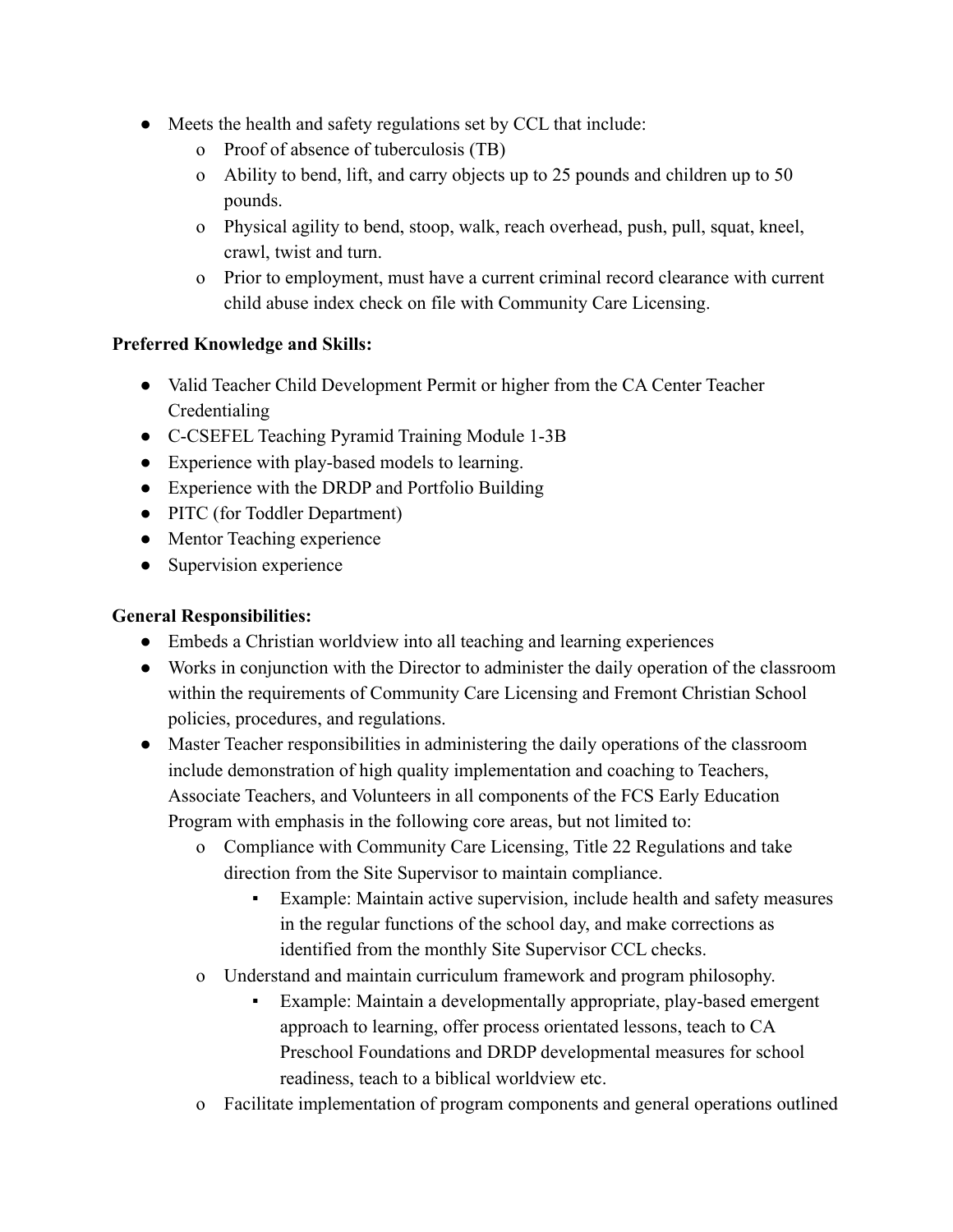- Meets the health and safety regulations set by CCL that include:
  - o Proof of absence of tuberculosis (TB)
  - o Ability to bend, lift, and carry objects up to 25 pounds and children up to 50 pounds.
  - o Physical agility to bend, stoop, walk, reach overhead, push, pull, squat, kneel, crawl, twist and turn.
  - o Prior to employment, must have a current criminal record clearance with current child abuse index check on file with Community Care Licensing.

**Preferred Knowledge and Skills:**

- Valid Teacher Child Development Permit or higher from the CA Center Teacher Credentialing
- C-CSEFEL Teaching Pyramid Training Module 1-3B
- Experience with play-based models to learning.
- Experience with the DRDP and Portfolio Building
- PITC (for Toddler Department)
- Mentor Teaching experience
- Supervision experience

**General Responsibilities:**

- Embeds a Christian worldview into all teaching and learning experiences
- Works in conjunction with the Director to administer the daily operation of the classroom within the requirements of Community Care Licensing and Fremont Christian School policies, procedures, and regulations.
- Master Teacher responsibilities in administering the daily operations of the classroom include demonstration of high quality implementation and coaching to Teachers, Associate Teachers, and Volunteers in all components of the FCS Early Education Program with emphasis in the following core areas, but not limited to:
  - o Compliance with Community Care Licensing, Title 22 Regulations and take direction from the Site Supervisor to maintain compliance.
    - ▪ Example: Maintain active supervision, include health and safety measures in the regular functions of the school day, and make corrections as identified from the monthly Site Supervisor CCL checks.
  - o Understand and maintain curriculum framework and program philosophy.
    - ▪ Example: Maintain a developmentally appropriate, play-based emergent approach to learning, offer process orientated lessons, teach to CA Preschool Foundations and DRDP developmental measures for school readiness, teach to a biblical worldview etc.
  - o Facilitate implementation of program components and general operations outlined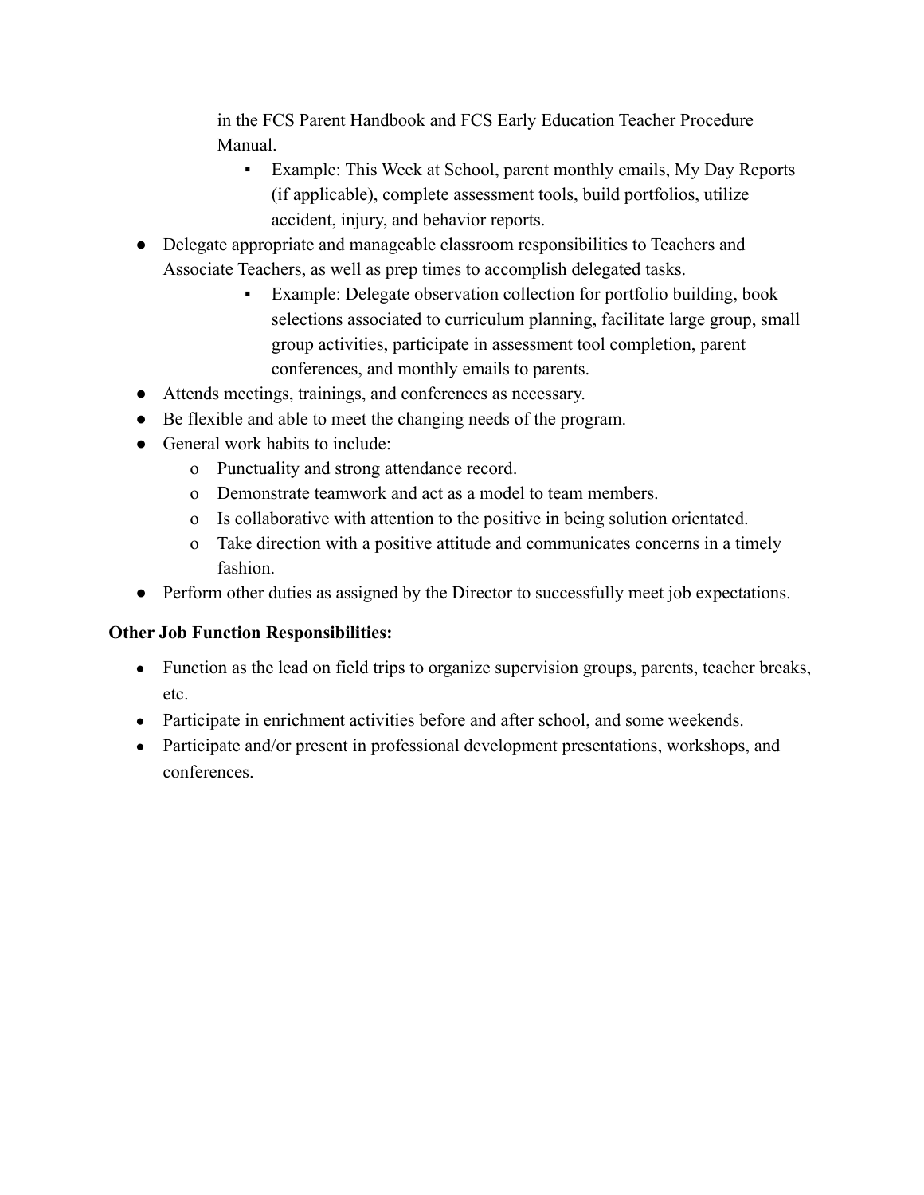in the FCS Parent Handbook and FCS Early Education Teacher Procedure Manual.

        - Example: This Week at School, parent monthly emails, My Day Reports (if applicable), complete assessment tools, build portfolios, utilize accident, injury, and behavior reports.

- Delegate appropriate and manageable classroom responsibilities to Teachers and Associate Teachers, as well as prep times to accomplish delegated tasks.
    - Example: Delegate observation collection for portfolio building, book selections associated to curriculum planning, facilitate large group, small group activities, participate in assessment tool completion, parent conferences, and monthly emails to parents.
- Attends meetings, trainings, and conferences as necessary.
- Be flexible and able to meet the changing needs of the program.
- General work habits to include:
    - Punctuality and strong attendance record.
    - Demonstrate teamwork and act as a model to team members.
    - Is collaborative with attention to the positive in being solution orientated.
    - Take direction with a positive attitude and communicates concerns in a timely fashion.
- Perform other duties as assigned by the Director to successfully meet job expectations.

**Other Job Function Responsibilities:**

- Function as the lead on field trips to organize supervision groups, parents, teacher breaks, etc.
- Participate in enrichment activities before and after school, and some weekends.
- Participate and/or present in professional development presentations, workshops, and conferences.